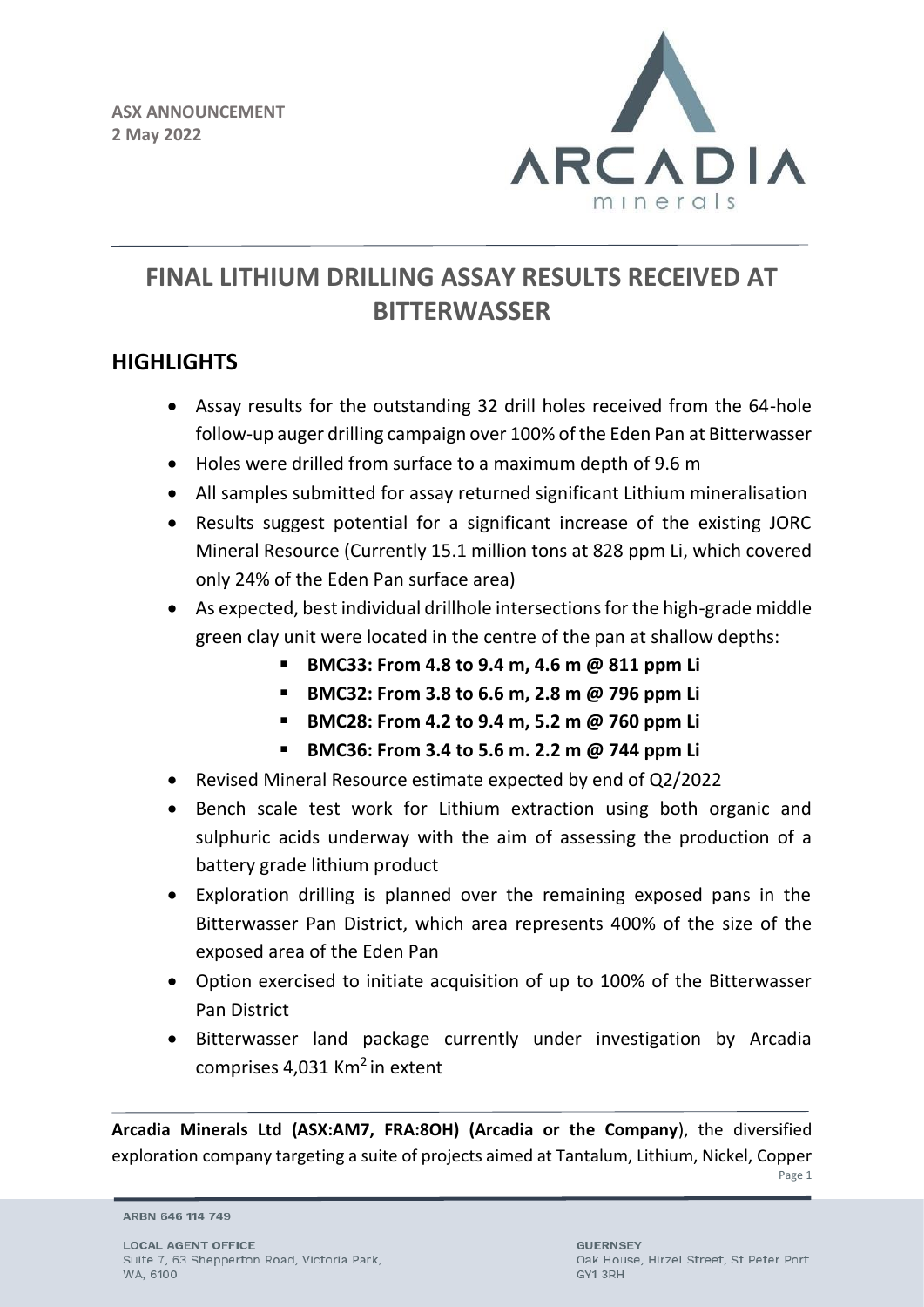**ASX ANNOUNCEMENT**
**2 May 2022**

# FINAL LITHIUM DRILLING ASSAY RESULTS RECEIVED AT BITTERWASSER

## HIGHLIGHTS

- Assay results for the outstanding 32 drill holes received from the 64-hole follow-up auger drilling campaign over 100% of the Eden Pan at Bitterwasser
- Holes were drilled from surface to a maximum depth of 9.6 m
- All samples submitted for assay returned significant Lithium mineralisation
- Results suggest potential for a significant increase of the existing JORC Mineral Resource (Currently 15.1 million tons at 828 ppm Li, which covered only 24% of the Eden Pan surface area)
- As expected, best individual drillhole intersections for the high-grade middle green clay unit were located in the centre of the pan at shallow depths:
  - **BMC33: From 4.8 to 9.4 m, 4.6 m @ 811 ppm Li**
  - **BMC32: From 3.8 to 6.6 m, 2.8 m @ 796 ppm Li**
  - **BMC28: From 4.2 to 9.4 m, 5.2 m @ 760 ppm Li**
  - **BMC36: From 3.4 to 5.6 m. 2.2 m @ 744 ppm Li**
- Revised Mineral Resource estimate expected by end of Q2/2022
- Bench scale test work for Lithium extraction using both organic and sulphuric acids underway with the aim of assessing the production of a battery grade lithium product
- Exploration drilling is planned over the remaining exposed pans in the Bitterwasser Pan District, which area represents 400% of the size of the exposed area of the Eden Pan
- Option exercised to initiate acquisition of up to 100% of the Bitterwasser Pan District
- Bitterwasser land package currently under investigation by Arcadia comprises 4,031 Km$^2$ in extent

**Arcadia Minerals Ltd (ASX:AM7, FRA:8OH) (Arcadia or the Company**), the diversified exploration company targeting a suite of projects aimed at Tantalum, Lithium, Nickel, Copper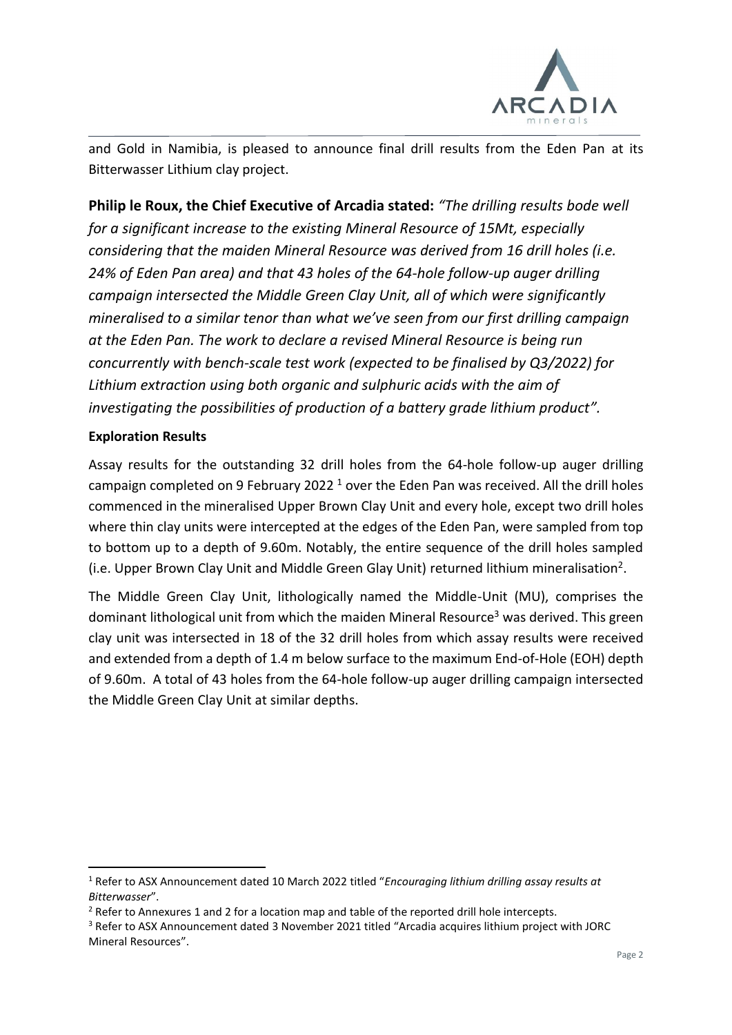and Gold in Namibia, is pleased to announce final drill results from the Eden Pan at its Bitterwasser Lithium clay project.

**Philip le Roux, the Chief Executive of Arcadia stated:** *"The drilling results bode well for a significant increase to the existing Mineral Resource of 15Mt, especially considering that the maiden Mineral Resource was derived from 16 drill holes (i.e. 24% of Eden Pan area) and that 43 holes of the 64-hole follow-up auger drilling campaign intersected the Middle Green Clay Unit, all of which were significantly mineralised to a similar tenor than what we've seen from our first drilling campaign at the Eden Pan. The work to declare a revised Mineral Resource is being run concurrently with bench-scale test work (expected to be finalised by Q3/2022) for Lithium extraction using both organic and sulphuric acids with the aim of investigating the possibilities of production of a battery grade lithium product".*

**Exploration Results**

Assay results for the outstanding 32 drill holes from the 64-hole follow-up auger drilling campaign completed on 9 February 2022 [1] over the Eden Pan was received. All the drill holes commenced in the mineralised Upper Brown Clay Unit and every hole, except two drill holes where thin clay units were intercepted at the edges of the Eden Pan, were sampled from top to bottom up to a depth of 9.60m. Notably, the entire sequence of the drill holes sampled (i.e. Upper Brown Clay Unit and Middle Green Glay Unit) returned lithium mineralisation[2].

The Middle Green Clay Unit, lithologically named the Middle-Unit (MU), comprises the dominant lithological unit from which the maiden Mineral Resource[3] was derived. This green clay unit was intersected in 18 of the 32 drill holes from which assay results were received and extended from a depth of 1.4 m below surface to the maximum End-of-Hole (EOH) depth of 9.60m. A total of 43 holes from the 64-hole follow-up auger drilling campaign intersected the Middle Green Clay Unit at similar depths.

---

[1] Refer to ASX Announcement dated 10 March 2022 titled "*Encouraging lithium drilling assay results at Bitterwasser*".

[2] Refer to Annexures 1 and 2 for a location map and table of the reported drill hole intercepts.

[3] Refer to ASX Announcement dated 3 November 2021 titled "Arcadia acquires lithium project with JORC Mineral Resources".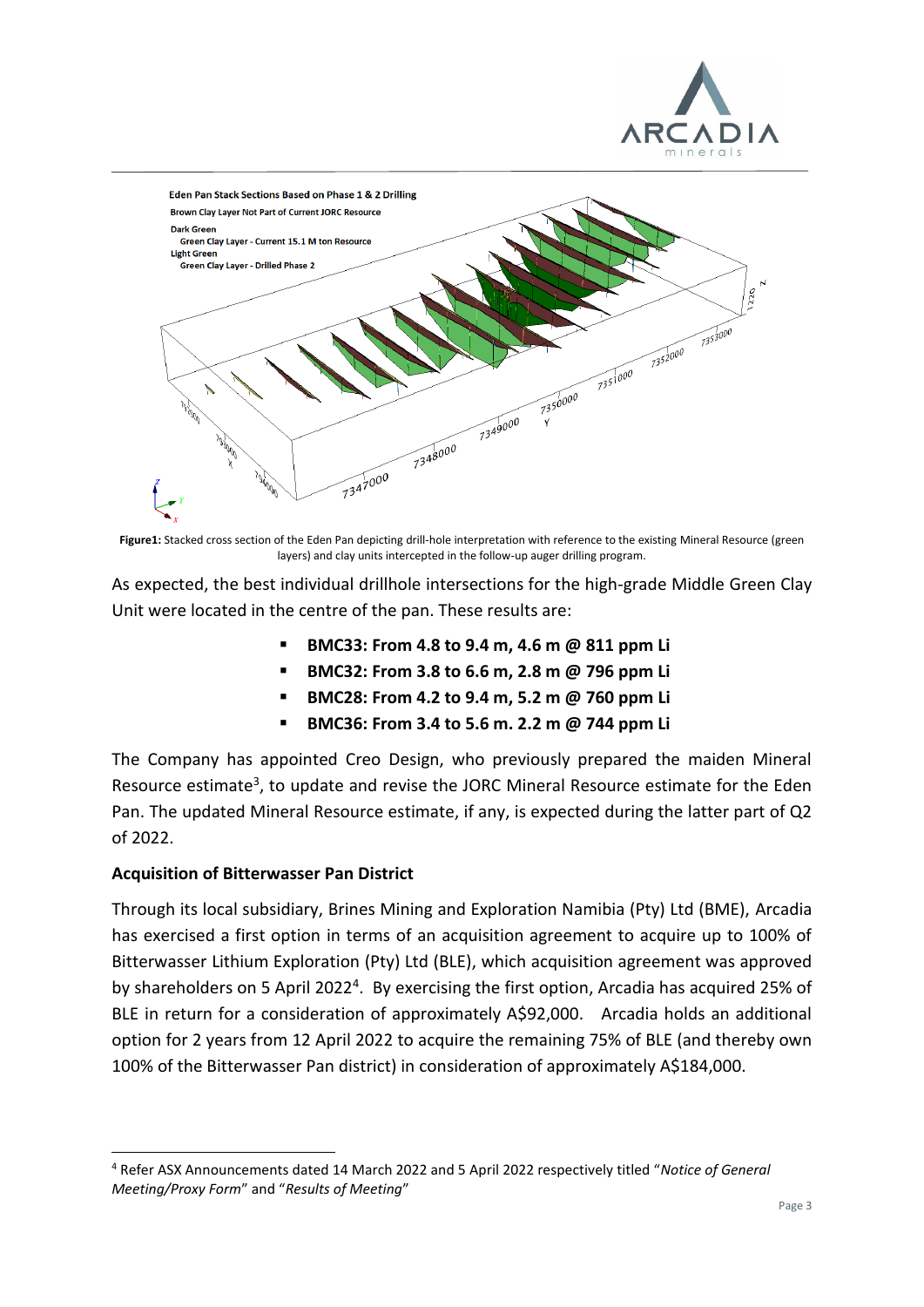**Figure1:** Stacked cross section of the Eden Pan depicting drill-hole interpretation with reference to the existing Mineral Resource (green layers) and clay units intercepted in the follow-up auger drilling program.

As expected, the best individual drillhole intersections for the high-grade Middle Green Clay Unit were located in the centre of the pan. These results are:

- **BMC33: From 4.8 to 9.4 m, 4.6 m @ 811 ppm Li**
- **BMC32: From 3.8 to 6.6 m, 2.8 m @ 796 ppm Li**
- **BMC28: From 4.2 to 9.4 m, 5.2 m @ 760 ppm Li**
- **BMC36: From 3.4 to 5.6 m. 2.2 m @ 744 ppm Li**

The Company has appointed Creo Design, who previously prepared the maiden Mineral Resource estimate[3], to update and revise the JORC Mineral Resource estimate for the Eden Pan. The updated Mineral Resource estimate, if any, is expected during the latter part of Q2 of 2022.

**Acquisition of Bitterwasser Pan District**

Through its local subsidiary, Brines Mining and Exploration Namibia (Pty) Ltd (BME), Arcadia has exercised a first option in terms of an acquisition agreement to acquire up to 100% of Bitterwasser Lithium Exploration (Pty) Ltd (BLE), which acquisition agreement was approved by shareholders on 5 April 2022[4]. By exercising the first option, Arcadia has acquired 25% of BLE in return for a consideration of approximately A$92,000. Arcadia holds an additional option for 2 years from 12 April 2022 to acquire the remaining 75% of BLE (and thereby own 100% of the Bitterwasser Pan district) in consideration of approximately A$184,000.

[4] Refer ASX Announcements dated 14 March 2022 and 5 April 2022 respectively titled "*Notice of General Meeting/Proxy Form*" and "*Results of Meeting*"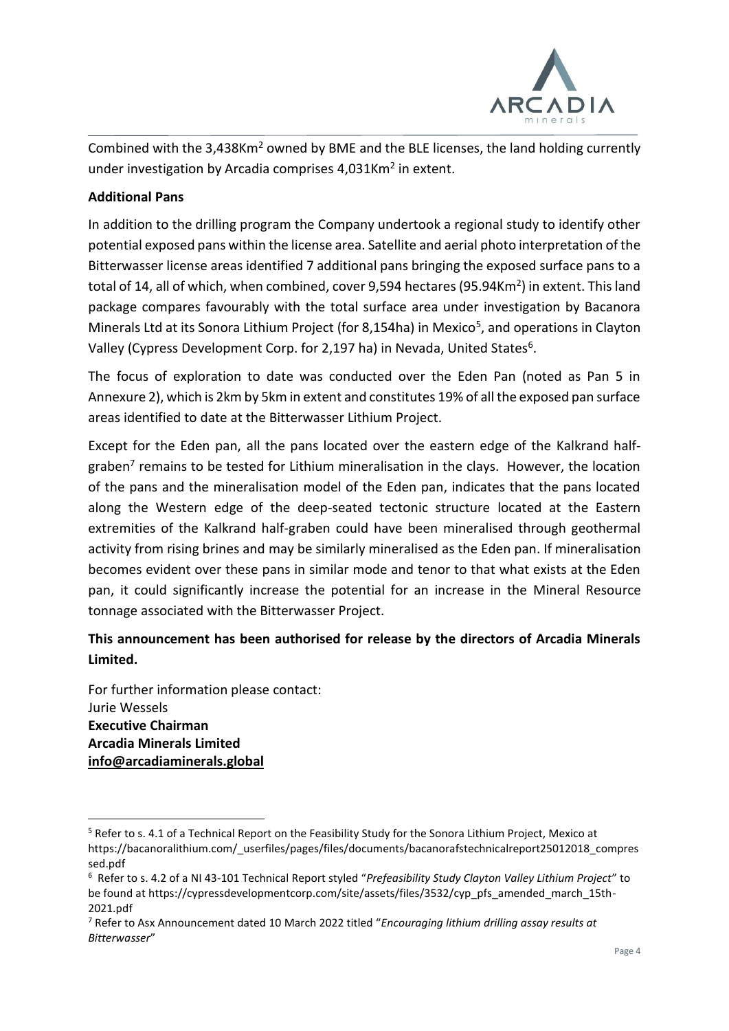Combined with the 3,438Km$^2$ owned by BME and the BLE licenses, the land holding currently under investigation by Arcadia comprises 4,031Km$^2$ in extent.

**Additional Pans**

In addition to the drilling program the Company undertook a regional study to identify other potential exposed pans within the license area. Satellite and aerial photo interpretation of the Bitterwasser license areas identified 7 additional pans bringing the exposed surface pans to a total of 14, all of which, when combined, cover 9,594 hectares (95.94Km$^2$) in extent. This land package compares favourably with the total surface area under investigation by Bacanora Minerals Ltd at its Sonora Lithium Project (for 8,154ha) in Mexico[5], and operations in Clayton Valley (Cypress Development Corp. for 2,197 ha) in Nevada, United States[6].

The focus of exploration to date was conducted over the Eden Pan (noted as Pan 5 in Annexure 2), which is 2km by 5km in extent and constitutes 19% of all the exposed pan surface areas identified to date at the Bitterwasser Lithium Project.

Except for the Eden pan, all the pans located over the eastern edge of the Kalkrand half-graben[7] remains to be tested for Lithium mineralisation in the clays. However, the location of the pans and the mineralisation model of the Eden pan, indicates that the pans located along the Western edge of the deep-seated tectonic structure located at the Eastern extremities of the Kalkrand half-graben could have been mineralised through geothermal activity from rising brines and may be similarly mineralised as the Eden pan. If mineralisation becomes evident over these pans in similar mode and tenor to that what exists at the Eden pan, it could significantly increase the potential for an increase in the Mineral Resource tonnage associated with the Bitterwasser Project.

**This announcement has been authorised for release by the directors of Arcadia Minerals Limited.**

For further information please contact:
Jurie Wessels
**Executive Chairman**
**Arcadia Minerals Limited**
**info@arcadiaminerals.global**

---

[5] Refer to s. 4.1 of a Technical Report on the Feasibility Study for the Sonora Lithium Project, Mexico at https://bacanoralithium.com/_userfiles/pages/files/documents/bacanorafstechnicalreport25012018_compressed.pdf

[6] Refer to s. 4.2 of a NI 43-101 Technical Report styled "*Prefeasibility Study Clayton Valley Lithium Project*" to be found at https://cypressdevelopmentcorp.com/site/assets/files/3532/cyp_pfs_amended_march_15th-2021.pdf

[7] Refer to Asx Announcement dated 10 March 2022 titled "*Encouraging lithium drilling assay results at Bitterwasser*"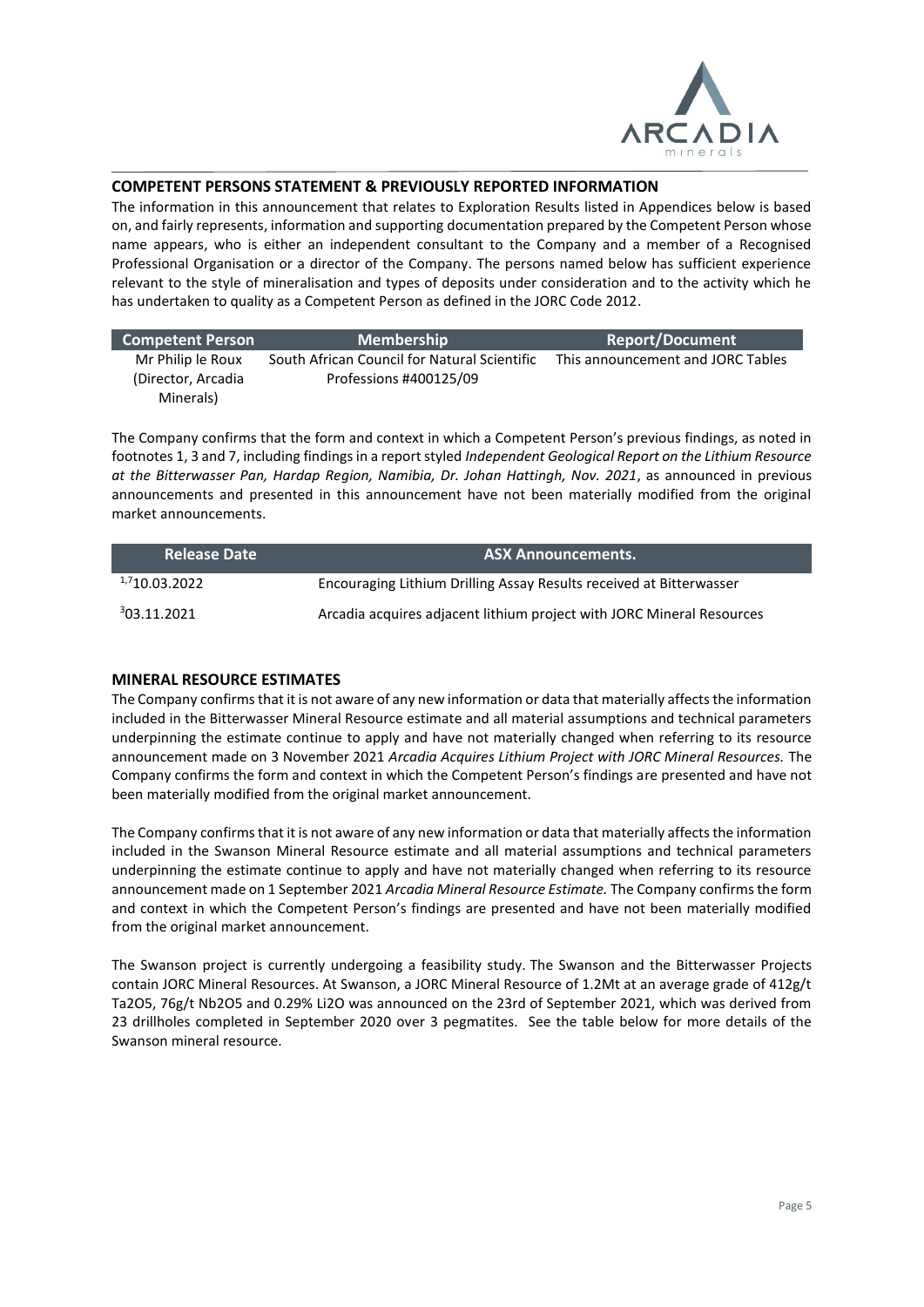## COMPETENT PERSONS STATEMENT & PREVIOUSLY REPORTED INFORMATION

The information in this announcement that relates to Exploration Results listed in Appendices below is based on, and fairly represents, information and supporting documentation prepared by the Competent Person whose name appears, who is either an independent consultant to the Company and a member of a Recognised Professional Organisation or a director of the Company. The persons named below has sufficient experience relevant to the style of mineralisation and types of deposits under consideration and to the activity which he has undertaken to quality as a Competent Person as defined in the JORC Code 2012.

| Competent Person | Membership | Report/Document |
|---|---|---|
| Mr Philip le Roux (Director, Arcadia Minerals) | South African Council for Natural Scientific Professions #400125/09 | This announcement and JORC Tables |

The Company confirms that the form and context in which a Competent Person's previous findings, as noted in footnotes 1, 3 and 7, including findings in a report styled *Independent Geological Report on the Lithium Resource at the Bitterwasser Pan, Hardap Region, Namibia, Dr. Johan Hattingh, Nov. 2021*, as announced in previous announcements and presented in this announcement have not been materially modified from the original market announcements.

| Release Date | ASX Announcements. |
|---|---|
| [1,7]10.03.2022 | Encouraging Lithium Drilling Assay Results received at Bitterwasser |
| [3]03.11.2021 | Arcadia acquires adjacent lithium project with JORC Mineral Resources |

## MINERAL RESOURCE ESTIMATES

The Company confirms that it is not aware of any new information or data that materially affects the information included in the Bitterwasser Mineral Resource estimate and all material assumptions and technical parameters underpinning the estimate continue to apply and have not materially changed when referring to its resource announcement made on 3 November 2021 *Arcadia Acquires Lithium Project with JORC Mineral Resources.* The Company confirms the form and context in which the Competent Person's findings are presented and have not been materially modified from the original market announcement.

The Company confirms that it is not aware of any new information or data that materially affects the information included in the Swanson Mineral Resource estimate and all material assumptions and technical parameters underpinning the estimate continue to apply and have not materially changed when referring to its resource announcement made on 1 September 2021 *Arcadia Mineral Resource Estimate.* The Company confirms the form and context in which the Competent Person's findings are presented and have not been materially modified from the original market announcement.

The Swanson project is currently undergoing a feasibility study. The Swanson and the Bitterwasser Projects contain JORC Mineral Resources. At Swanson, a JORC Mineral Resource of 1.2Mt at an average grade of 412g/t $Ta_2O_5$, 76g/t $Nb_2O_5$ and 0.29% $Li_2O$ was announced on the 23rd of September 2021, which was derived from 23 drillholes completed in September 2020 over 3 pegmatites. See the table below for more details of the Swanson mineral resource.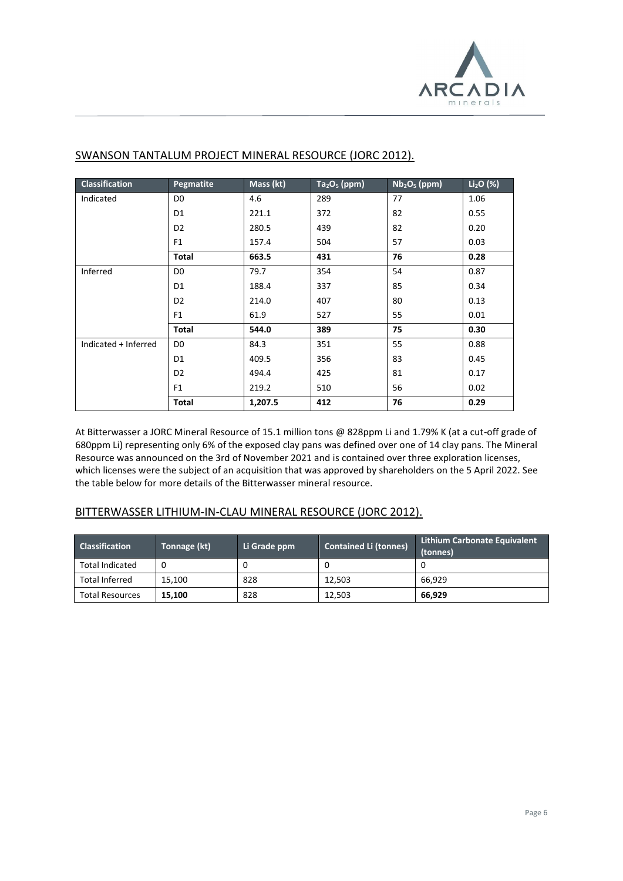## SWANSON TANTALUM PROJECT MINERAL RESOURCE (JORC 2012).

| Classification | Pegmatite | Mass (kt) | $Ta_2O_5$ (ppm) | $Nb_2O_5$ (ppm) | $Li_2O$ (%) |
|---|---|---|---|---|---|
| Indicated | D0 | 4.6 | 289 | 77 | 1.06 |
| | D1 | 221.1 | 372 | 82 | 0.55 |
| | D2 | 280.5 | 439 | 82 | 0.20 |
| | F1 | 157.4 | 504 | 57 | 0.03 |
| | **Total** | **663.5** | **431** | **76** | **0.28** |
| Inferred | D0 | 79.7 | 354 | 54 | 0.87 |
| | D1 | 188.4 | 337 | 85 | 0.34 |
| | D2 | 214.0 | 407 | 80 | 0.13 |
| | F1 | 61.9 | 527 | 55 | 0.01 |
| | **Total** | **544.0** | **389** | **75** | **0.30** |
| Indicated + Inferred | D0 | 84.3 | 351 | 55 | 0.88 |
| | D1 | 409.5 | 356 | 83 | 0.45 |
| | D2 | 494.4 | 425 | 81 | 0.17 |
| | F1 | 219.2 | 510 | 56 | 0.02 |
| | **Total** | **1,207.5** | **412** | **76** | **0.29** |

At Bitterwasser a JORC Mineral Resource of 15.1 million tons @ 828ppm Li and 1.79% K (at a cut-off grade of 680ppm Li) representing only 6% of the exposed clay pans was defined over one of 14 clay pans. The Mineral Resource was announced on the 3rd of November 2021 and is contained over three exploration licenses, which licenses were the subject of an acquisition that was approved by shareholders on the 5 April 2022. See the table below for more details of the Bitterwasser mineral resource.

## BITTERWASSER LITHIUM-IN-CLAU MINERAL RESOURCE (JORC 2012).

| Classification | Tonnage (kt) | Li Grade ppm | Contained Li (tonnes) | Lithium Carbonate Equivalent (tonnes) |
|---|---|---|---|---|
| Total Indicated | 0 | 0 | 0 | 0 |
| Total Inferred | 15,100 | 828 | 12,503 | 66,929 |
| Total Resources | **15,100** | 828 | 12,503 | **66,929** |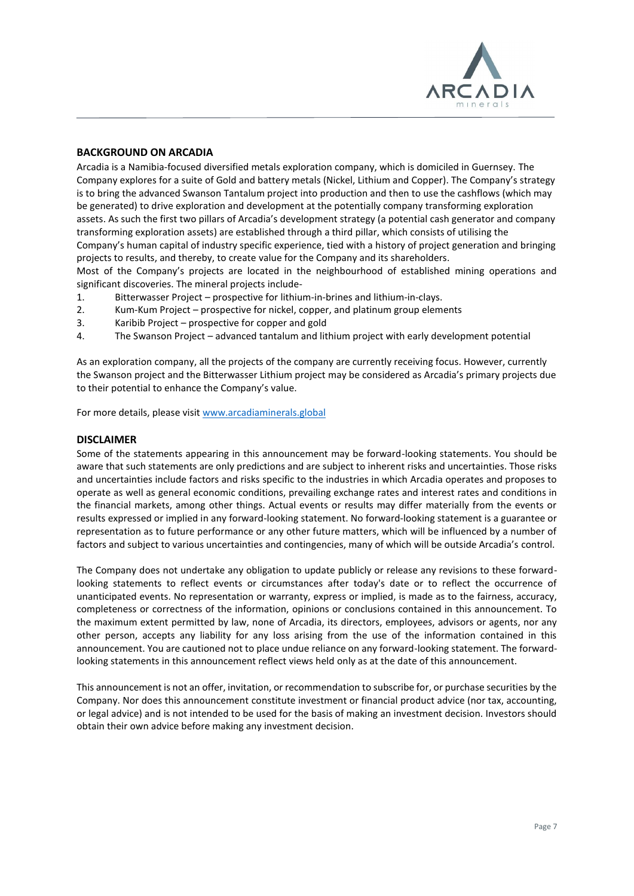## BACKGROUND ON ARCADIA

Arcadia is a Namibia-focused diversified metals exploration company, which is domiciled in Guernsey. The Company explores for a suite of Gold and battery metals (Nickel, Lithium and Copper). The Company's strategy is to bring the advanced Swanson Tantalum project into production and then to use the cashflows (which may be generated) to drive exploration and development at the potentially company transforming exploration assets. As such the first two pillars of Arcadia's development strategy (a potential cash generator and company transforming exploration assets) are established through a third pillar, which consists of utilising the Company's human capital of industry specific experience, tied with a history of project generation and bringing projects to results, and thereby, to create value for the Company and its shareholders.

Most of the Company's projects are located in the neighbourhood of established mining operations and significant discoveries. The mineral projects include-

1. Bitterwasser Project – prospective for lithium-in-brines and lithium-in-clays.
2. Kum-Kum Project – prospective for nickel, copper, and platinum group elements
3. Karibib Project – prospective for copper and gold
4. The Swanson Project – advanced tantalum and lithium project with early development potential

As an exploration company, all the projects of the company are currently receiving focus. However, currently the Swanson project and the Bitterwasser Lithium project may be considered as Arcadia's primary projects due to their potential to enhance the Company's value.

For more details, please visit [www.arcadiaminerals.global](www.arcadiaminerals.global)

## DISCLAIMER

Some of the statements appearing in this announcement may be forward-looking statements. You should be aware that such statements are only predictions and are subject to inherent risks and uncertainties. Those risks and uncertainties include factors and risks specific to the industries in which Arcadia operates and proposes to operate as well as general economic conditions, prevailing exchange rates and interest rates and conditions in the financial markets, among other things. Actual events or results may differ materially from the events or results expressed or implied in any forward-looking statement. No forward-looking statement is a guarantee or representation as to future performance or any other future matters, which will be influenced by a number of factors and subject to various uncertainties and contingencies, many of which will be outside Arcadia's control.

The Company does not undertake any obligation to update publicly or release any revisions to these forward-looking statements to reflect events or circumstances after today's date or to reflect the occurrence of unanticipated events. No representation or warranty, express or implied, is made as to the fairness, accuracy, completeness or correctness of the information, opinions or conclusions contained in this announcement. To the maximum extent permitted by law, none of Arcadia, its directors, employees, advisors or agents, nor any other person, accepts any liability for any loss arising from the use of the information contained in this announcement. You are cautioned not to place undue reliance on any forward-looking statement. The forward-looking statements in this announcement reflect views held only as at the date of this announcement.

This announcement is not an offer, invitation, or recommendation to subscribe for, or purchase securities by the Company. Nor does this announcement constitute investment or financial product advice (nor tax, accounting, or legal advice) and is not intended to be used for the basis of making an investment decision. Investors should obtain their own advice before making any investment decision.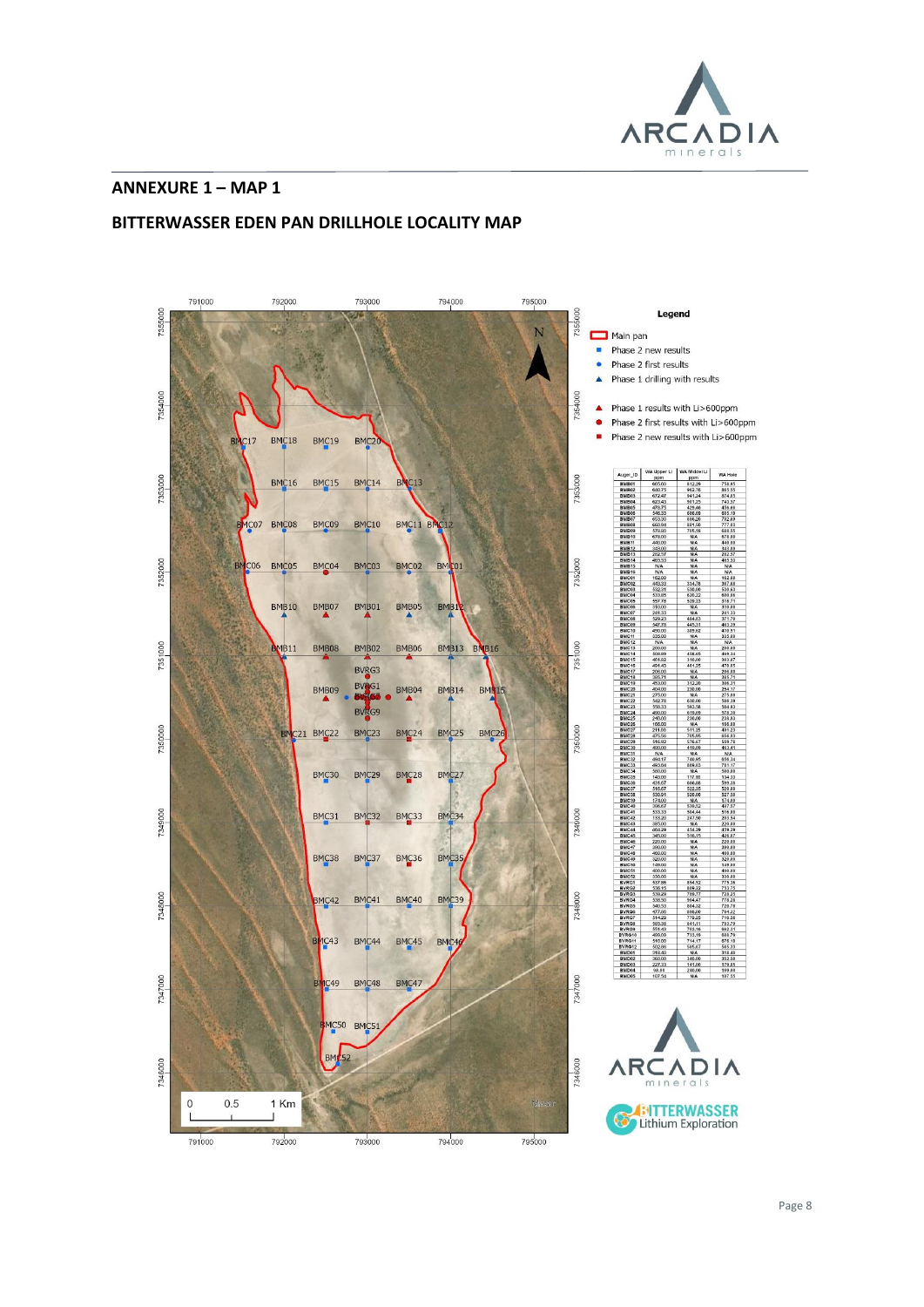## ANNEXURE 1 – MAP 1

## BITTERWASSER EDEN PAN DRILLHOLE LOCALITY MAP

**Legend**

- Main pan
- Phase 2 new results
- Phase 2 first results
- Phase 1 drilling with results
- Phase 1 results with Li>600ppm
- Phase 2 first results with Li>600ppm
- Phase 2 new results with Li>600ppm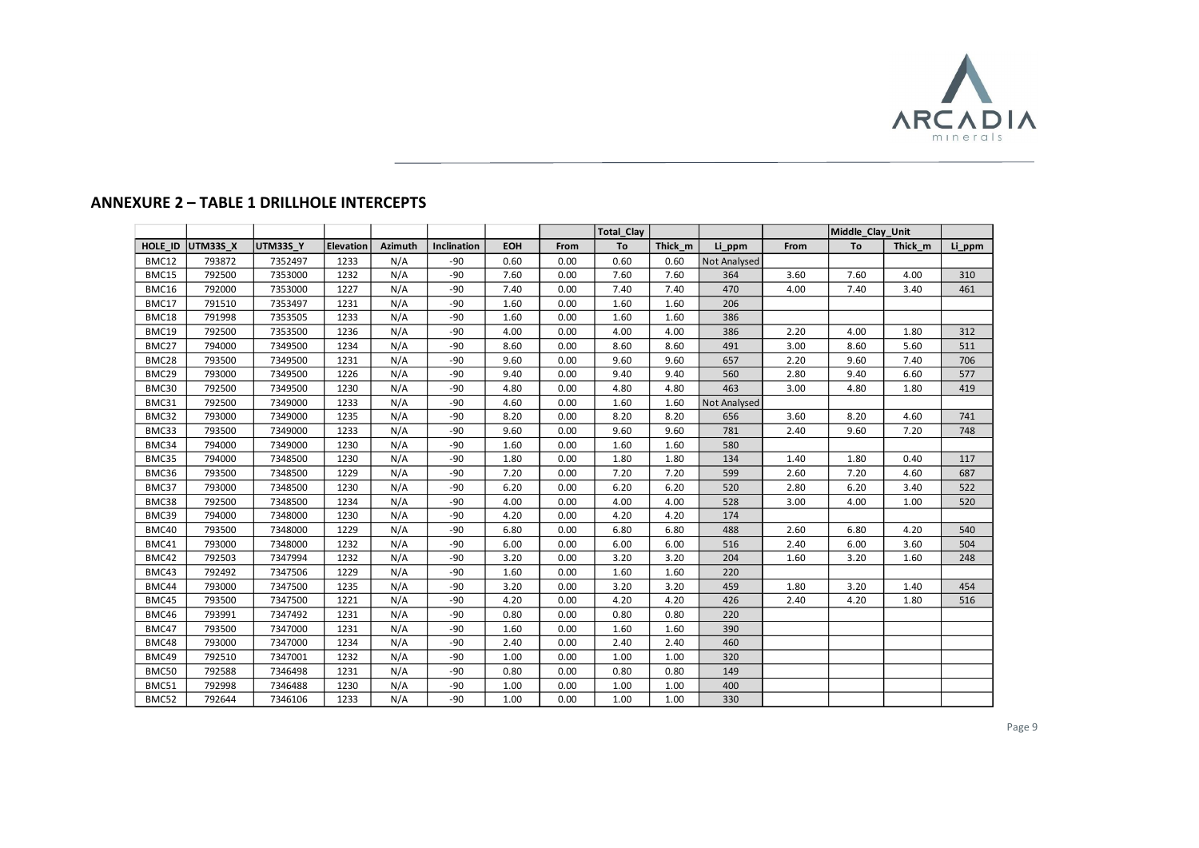## ANNEXURE 2 – TABLE 1 DRILLHOLE INTERCEPTS

| | | | | | | | | Total_Clay | | | | Middle_Clay_Unit | | |
|---|---|---|---|---|---|---|---|---|---|---|---|---|---|---|
| HOLE_ID | UTM33S_X | UTM33S_Y | Elevation | Azimuth | Inclination | EOH | From | To | Thick_m | Li_ppm | From | To | Thick_m | Li_ppm |
| BMC12 | 793872 | 7352497 | 1233 | N/A | -90 | 0.60 | 0.00 | 0.60 | 0.60 | Not Analysed | | | | |
| BMC15 | 792500 | 7353000 | 1232 | N/A | -90 | 7.60 | 0.00 | 7.60 | 7.60 | 364 | 3.60 | 7.60 | 4.00 | 310 |
| BMC16 | 792000 | 7353000 | 1227 | N/A | -90 | 7.40 | 0.00 | 7.40 | 7.40 | 470 | 4.00 | 7.40 | 3.40 | 461 |
| BMC17 | 791510 | 7353497 | 1231 | N/A | -90 | 1.60 | 0.00 | 1.60 | 1.60 | 206 | | | | |
| BMC18 | 791998 | 7353505 | 1233 | N/A | -90 | 1.60 | 0.00 | 1.60 | 1.60 | 386 | | | | |
| BMC19 | 792500 | 7353500 | 1236 | N/A | -90 | 4.00 | 0.00 | 4.00 | 4.00 | 386 | 2.20 | 4.00 | 1.80 | 312 |
| BMC27 | 794000 | 7349500 | 1234 | N/A | -90 | 8.60 | 0.00 | 8.60 | 8.60 | 491 | 3.00 | 8.60 | 5.60 | 511 |
| BMC28 | 793500 | 7349500 | 1231 | N/A | -90 | 9.60 | 0.00 | 9.60 | 9.60 | 657 | 2.20 | 9.60 | 7.40 | 706 |
| BMC29 | 793000 | 7349500 | 1226 | N/A | -90 | 9.40 | 0.00 | 9.40 | 9.40 | 560 | 2.80 | 9.40 | 6.60 | 577 |
| BMC30 | 792500 | 7349500 | 1230 | N/A | -90 | 4.80 | 0.00 | 4.80 | 4.80 | 463 | 3.00 | 4.80 | 1.80 | 419 |
| BMC31 | 792500 | 7349000 | 1233 | N/A | -90 | 4.60 | 0.00 | 1.60 | 1.60 | Not Analysed | | | | |
| BMC32 | 793000 | 7349000 | 1235 | N/A | -90 | 8.20 | 0.00 | 8.20 | 8.20 | 656 | 3.60 | 8.20 | 4.60 | 741 |
| BMC33 | 793500 | 7349000 | 1233 | N/A | -90 | 9.60 | 0.00 | 9.60 | 9.60 | 781 | 2.40 | 9.60 | 7.20 | 748 |
| BMC34 | 794000 | 7349000 | 1230 | N/A | -90 | 1.60 | 0.00 | 1.60 | 1.60 | 580 | | | | |
| BMC35 | 794000 | 7348500 | 1230 | N/A | -90 | 1.80 | 0.00 | 1.80 | 1.80 | 134 | 1.40 | 1.80 | 0.40 | 117 |
| BMC36 | 793500 | 7348500 | 1229 | N/A | -90 | 7.20 | 0.00 | 7.20 | 7.20 | 599 | 2.60 | 7.20 | 4.60 | 687 |
| BMC37 | 793000 | 7348500 | 1230 | N/A | -90 | 6.20 | 0.00 | 6.20 | 6.20 | 520 | 2.80 | 6.20 | 3.40 | 522 |
| BMC38 | 792500 | 7348500 | 1234 | N/A | -90 | 4.00 | 0.00 | 4.00 | 4.00 | 528 | 3.00 | 4.00 | 1.00 | 520 |
| BMC39 | 794000 | 7348000 | 1230 | N/A | -90 | 4.20 | 0.00 | 4.20 | 4.20 | 174 | | | | |
| BMC40 | 793500 | 7348000 | 1229 | N/A | -90 | 6.80 | 0.00 | 6.80 | 6.80 | 488 | 2.60 | 6.80 | 4.20 | 540 |
| BMC41 | 793000 | 7348000 | 1232 | N/A | -90 | 6.00 | 0.00 | 6.00 | 6.00 | 516 | 2.40 | 6.00 | 3.60 | 504 |
| BMC42 | 792503 | 7347994 | 1232 | N/A | -90 | 3.20 | 0.00 | 3.20 | 3.20 | 204 | 1.60 | 3.20 | 1.60 | 248 |
| BMC43 | 792492 | 7347506 | 1229 | N/A | -90 | 1.60 | 0.00 | 1.60 | 1.60 | 220 | | | | |
| BMC44 | 793000 | 7347500 | 1235 | N/A | -90 | 3.20 | 0.00 | 3.20 | 3.20 | 459 | 1.80 | 3.20 | 1.40 | 454 |
| BMC45 | 793500 | 7347500 | 1221 | N/A | -90 | 4.20 | 0.00 | 4.20 | 4.20 | 426 | 2.40 | 4.20 | 1.80 | 516 |
| BMC46 | 793991 | 7347492 | 1231 | N/A | -90 | 0.80 | 0.00 | 0.80 | 0.80 | 220 | | | | |
| BMC47 | 793500 | 7347000 | 1231 | N/A | -90 | 1.60 | 0.00 | 1.60 | 1.60 | 390 | | | | |
| BMC48 | 793000 | 7347000 | 1234 | N/A | -90 | 2.40 | 0.00 | 2.40 | 2.40 | 460 | | | | |
| BMC49 | 792510 | 7347001 | 1232 | N/A | -90 | 1.00 | 0.00 | 1.00 | 1.00 | 320 | | | | |
| BMC50 | 792588 | 7346498 | 1231 | N/A | -90 | 0.80 | 0.00 | 0.80 | 0.80 | 149 | | | | |
| BMC51 | 792998 | 7346488 | 1230 | N/A | -90 | 1.00 | 0.00 | 1.00 | 1.00 | 400 | | | | |
| BMC52 | 792644 | 7346106 | 1233 | N/A | -90 | 1.00 | 0.00 | 1.00 | 1.00 | 330 | | | | |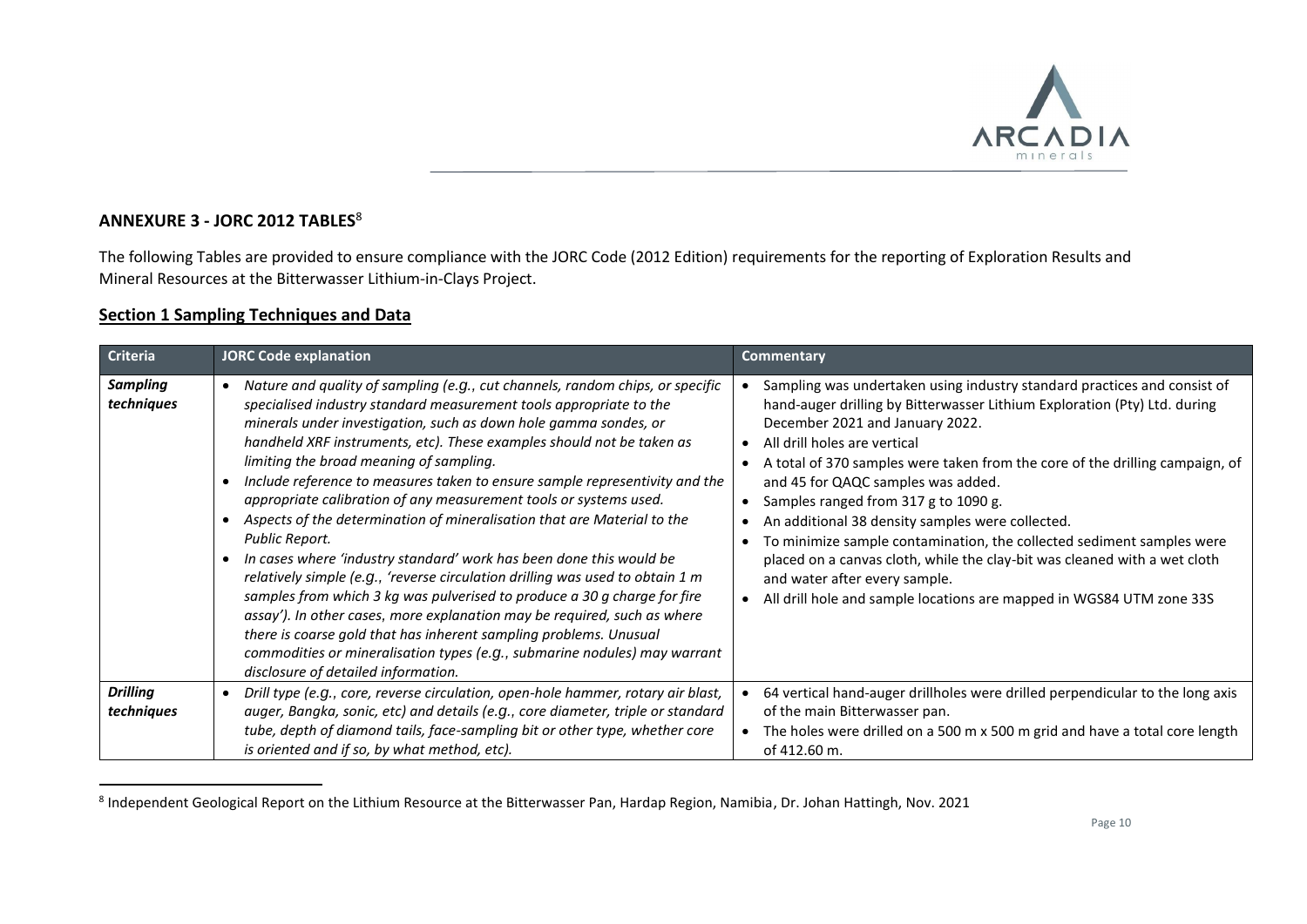## ANNEXURE 3 - JORC 2012 TABLES[8]

The following Tables are provided to ensure compliance with the JORC Code (2012 Edition) requirements for the reporting of Exploration Results and Mineral Resources at the Bitterwasser Lithium-in-Clays Project.

### Section 1 Sampling Techniques and Data

| Criteria | JORC Code explanation | Commentary |
|---|---|---|
| ***Sampling techniques*** | • *Nature and quality of sampling (e.g., cut channels, random chips, or specific specialised industry standard measurement tools appropriate to the minerals under investigation, such as down hole gamma sondes, or handheld XRF instruments, etc). These examples should not be taken as limiting the broad meaning of sampling.*<br>• *Include reference to measures taken to ensure sample representivity and the appropriate calibration of any measurement tools or systems used.*<br>• *Aspects of the determination of mineralisation that are Material to the Public Report.*<br>• *In cases where 'industry standard' work has been done this would be relatively simple (e.g., 'reverse circulation drilling was used to obtain 1 m samples from which 3 kg was pulverised to produce a 30 g charge for fire assay'). In other cases, more explanation may be required, such as where there is coarse gold that has inherent sampling problems. Unusual commodities or mineralisation types (e.g., submarine nodules) may warrant disclosure of detailed information.* | • Sampling was undertaken using industry standard practices and consist of hand-auger drilling by Bitterwasser Lithium Exploration (Pty) Ltd. during December 2021 and January 2022.<br>• All drill holes are vertical<br>• A total of 370 samples were taken from the core of the drilling campaign, of and 45 for QAQC samples was added.<br>• Samples ranged from 317 g to 1090 g.<br>• An additional 38 density samples were collected.<br>• To minimize sample contamination, the collected sediment samples were placed on a canvas cloth, while the clay-bit was cleaned with a wet cloth and water after every sample.<br>• All drill hole and sample locations are mapped in WGS84 UTM zone 33S |
| ***Drilling techniques*** | • *Drill type (e.g., core, reverse circulation, open-hole hammer, rotary air blast, auger, Bangka, sonic, etc) and details (e.g., core diameter, triple or standard tube, depth of diamond tails, face-sampling bit or other type, whether core is oriented and if so, by what method, etc).* | • 64 vertical hand-auger drillholes were drilled perpendicular to the long axis of the main Bitterwasser pan.<br>• The holes were drilled on a 500 m x 500 m grid and have a total core length of 412.60 m. |

[8] Independent Geological Report on the Lithium Resource at the Bitterwasser Pan, Hardap Region, Namibia, Dr. Johan Hattingh, Nov. 2021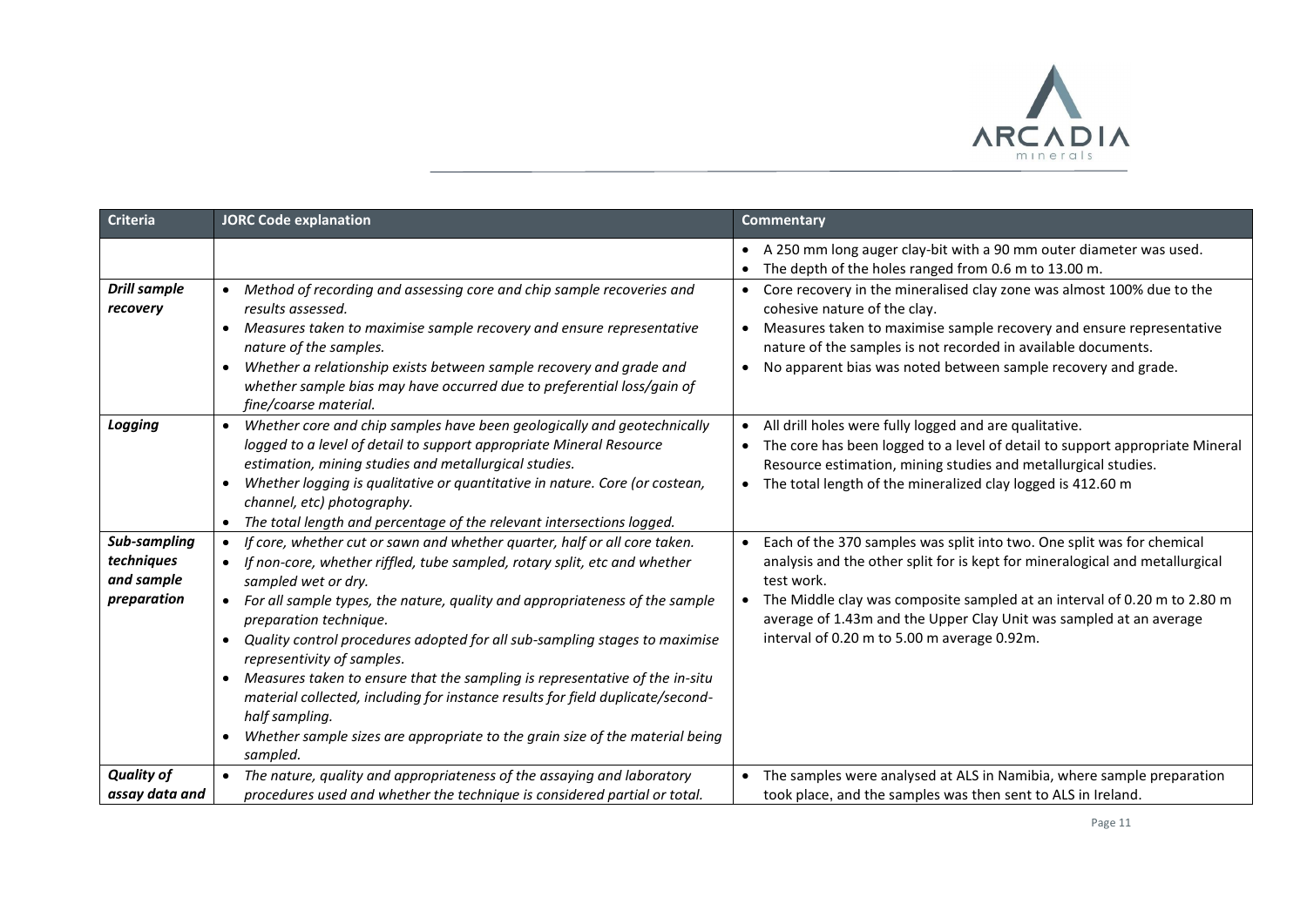| Criteria | JORC Code explanation | Commentary |
|---|---|---|
| | | • A 250 mm long auger clay-bit with a 90 mm outer diameter was used.<br>• The depth of the holes ranged from 0.6 m to 13.00 m. |
| ***Drill sample recovery*** | • *Method of recording and assessing core and chip sample recoveries and results assessed.*<br>• *Measures taken to maximise sample recovery and ensure representative nature of the samples.*<br>• *Whether a relationship exists between sample recovery and grade and whether sample bias may have occurred due to preferential loss/gain of fine/coarse material.* | • Core recovery in the mineralised clay zone was almost 100% due to the cohesive nature of the clay.<br>• Measures taken to maximise sample recovery and ensure representative nature of the samples is not recorded in available documents.<br>• No apparent bias was noted between sample recovery and grade. |
| ***Logging*** | • *Whether core and chip samples have been geologically and geotechnically logged to a level of detail to support appropriate Mineral Resource estimation, mining studies and metallurgical studies.*<br>• *Whether logging is qualitative or quantitative in nature. Core (or costean, channel, etc) photography.*<br>• *The total length and percentage of the relevant intersections logged.* | • All drill holes were fully logged and are qualitative.<br>• The core has been logged to a level of detail to support appropriate Mineral Resource estimation, mining studies and metallurgical studies.<br>• The total length of the mineralized clay logged is 412.60 m |
| ***Sub-sampling techniques and sample preparation*** | • *If core, whether cut or sawn and whether quarter, half or all core taken.*<br>• *If non-core, whether riffled, tube sampled, rotary split, etc and whether sampled wet or dry.*<br>• *For all sample types, the nature, quality and appropriateness of the sample preparation technique.*<br>• *Quality control procedures adopted for all sub-sampling stages to maximise representivity of samples.*<br>• *Measures taken to ensure that the sampling is representative of the in-situ material collected, including for instance results for field duplicate/second-half sampling.*<br>• *Whether sample sizes are appropriate to the grain size of the material being sampled.* | • Each of the 370 samples was split into two. One split was for chemical analysis and the other split for is kept for mineralogical and metallurgical test work.<br>• The Middle clay was composite sampled at an interval of 0.20 m to 2.80 m average of 1.43m and the Upper Clay Unit was sampled at an average interval of 0.20 m to 5.00 m average 0.92m. |
| ***Quality of assay data and*** | • *The nature, quality and appropriateness of the assaying and laboratory procedures used and whether the technique is considered partial or total.* | • The samples were analysed at ALS in Namibia, where sample preparation took place, and the samples was then sent to ALS in Ireland. |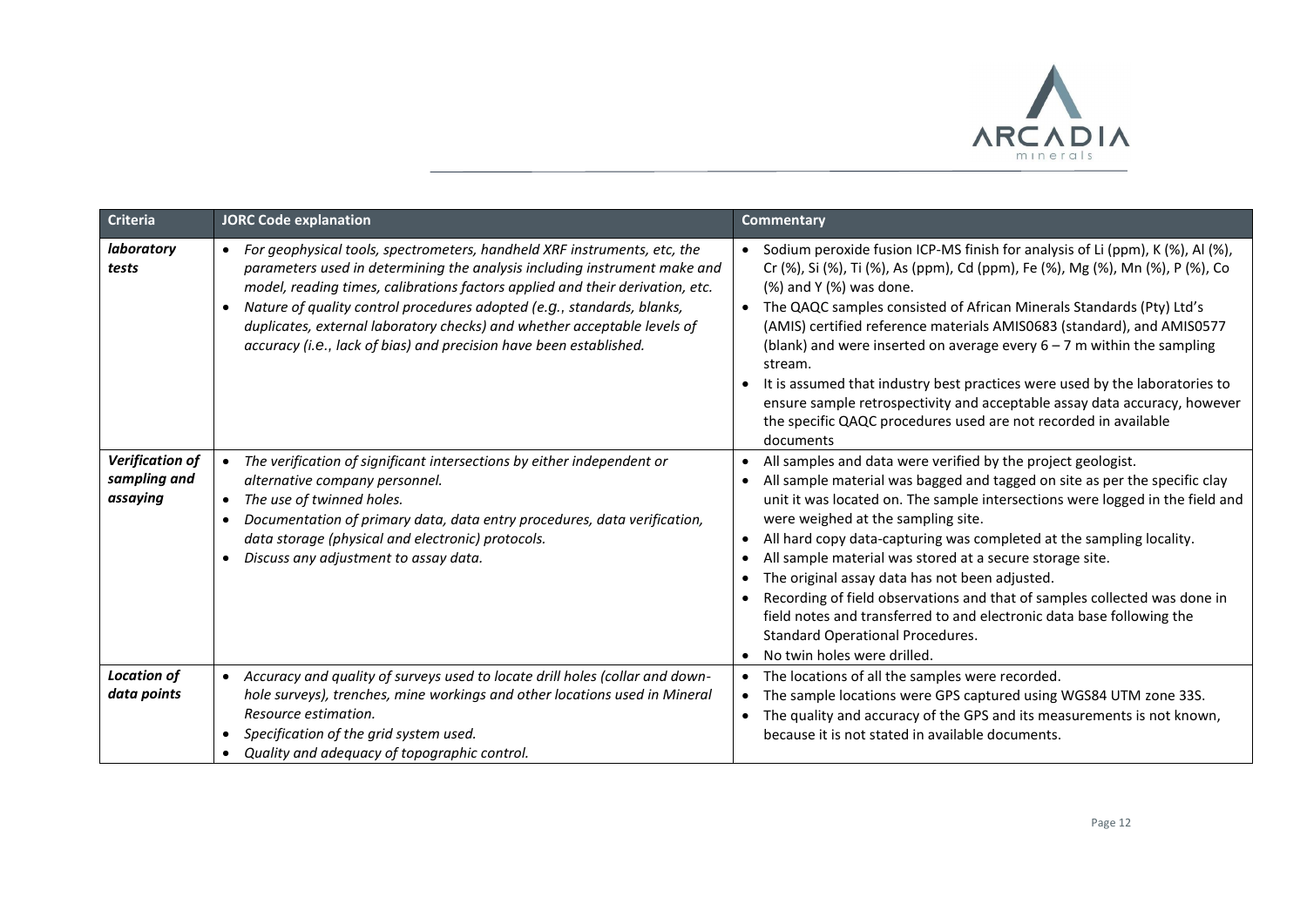| Criteria | JORC Code explanation | Commentary |
|---|---|---|
| ***laboratory tests*** | • *For geophysical tools, spectrometers, handheld XRF instruments, etc, the parameters used in determining the analysis including instrument make and model, reading times, calibrations factors applied and their derivation, etc.*<br>• *Nature of quality control procedures adopted (e.g., standards, blanks, duplicates, external laboratory checks) and whether acceptable levels of accuracy (i.e., lack of bias) and precision have been established.* | • Sodium peroxide fusion ICP-MS finish for analysis of Li (ppm), K (%), Al (%), Cr (%), Si (%), Ti (%), As (ppm), Cd (ppm), Fe (%), Mg (%), Mn (%), P (%), Co (%) and Y (%) was done.<br>• The QAQC samples consisted of African Minerals Standards (Pty) Ltd's (AMIS) certified reference materials AMIS0683 (standard), and AMIS0577 (blank) and were inserted on average every 6 – 7 m within the sampling stream.<br>• It is assumed that industry best practices were used by the laboratories to ensure sample retrospectivity and acceptable assay data accuracy, however the specific QAQC procedures used are not recorded in available documents |
| ***Verification of sampling and assaying*** | • *The verification of significant intersections by either independent or alternative company personnel.*<br>• *The use of twinned holes.*<br>• *Documentation of primary data, data entry procedures, data verification, data storage (physical and electronic) protocols.*<br>• *Discuss any adjustment to assay data.* | • All samples and data were verified by the project geologist.<br>• All sample material was bagged and tagged on site as per the specific clay unit it was located on. The sample intersections were logged in the field and were weighed at the sampling site.<br>• All hard copy data-capturing was completed at the sampling locality.<br>• All sample material was stored at a secure storage site.<br>• The original assay data has not been adjusted.<br>• Recording of field observations and that of samples collected was done in field notes and transferred to and electronic data base following the Standard Operational Procedures.<br>• No twin holes were drilled. |
| ***Location of data points*** | • *Accuracy and quality of surveys used to locate drill holes (collar and down-hole surveys), trenches, mine workings and other locations used in Mineral Resource estimation.*<br>• *Specification of the grid system used.*<br>• *Quality and adequacy of topographic control.* | • The locations of all the samples were recorded.<br>• The sample locations were GPS captured using WGS84 UTM zone 33S.<br>• The quality and accuracy of the GPS and its measurements is not known, because it is not stated in available documents. |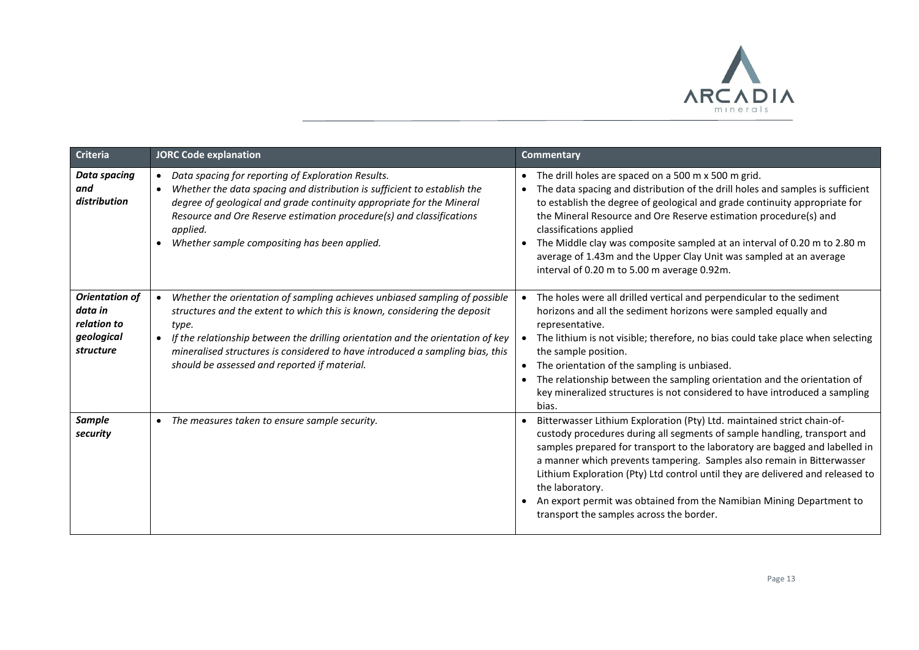| Criteria | JORC Code explanation | Commentary |
|---|---|---|
| ***Data spacing and distribution*** | • *Data spacing for reporting of Exploration Results.*<br>• *Whether the data spacing and distribution is sufficient to establish the degree of geological and grade continuity appropriate for the Mineral Resource and Ore Reserve estimation procedure(s) and classifications applied.*<br>• *Whether sample compositing has been applied.* | • The drill holes are spaced on a 500 m x 500 m grid.<br>• The data spacing and distribution of the drill holes and samples is sufficient to establish the degree of geological and grade continuity appropriate for the Mineral Resource and Ore Reserve estimation procedure(s) and classifications applied<br>• The Middle clay was composite sampled at an interval of 0.20 m to 2.80 m average of 1.43m and the Upper Clay Unit was sampled at an average interval of 0.20 m to 5.00 m average 0.92m. |
| ***Orientation of data in relation to geological structure*** | • *Whether the orientation of sampling achieves unbiased sampling of possible structures and the extent to which this is known, considering the deposit type.*<br>• *If the relationship between the drilling orientation and the orientation of key mineralised structures is considered to have introduced a sampling bias, this should be assessed and reported if material.* | • The holes were all drilled vertical and perpendicular to the sediment horizons and all the sediment horizons were sampled equally and representative.<br>• The lithium is not visible; therefore, no bias could take place when selecting the sample position.<br>• The orientation of the sampling is unbiased.<br>• The relationship between the sampling orientation and the orientation of key mineralized structures is not considered to have introduced a sampling bias. |
| ***Sample security*** | • *The measures taken to ensure sample security.* | • Bitterwasser Lithium Exploration (Pty) Ltd. maintained strict chain-of-custody procedures during all segments of sample handling, transport and samples prepared for transport to the laboratory are bagged and labelled in a manner which prevents tampering. Samples also remain in Bitterwasser Lithium Exploration (Pty) Ltd control until they are delivered and released to the laboratory.<br>• An export permit was obtained from the Namibian Mining Department to transport the samples across the border. |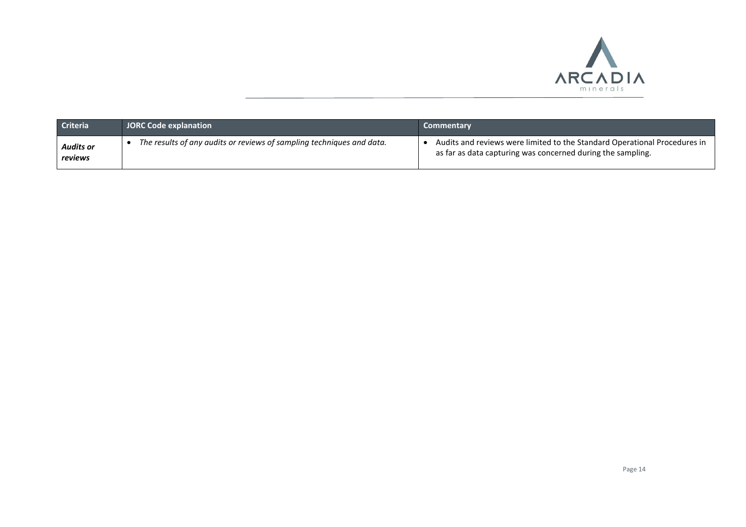| Criteria | JORC Code explanation | Commentary |
| --- | --- | --- |
| ***Audits or reviews*** | • *The results of any audits or reviews of sampling techniques and data.* | • Audits and reviews were limited to the Standard Operational Procedures in as far as data capturing was concerned during the sampling. |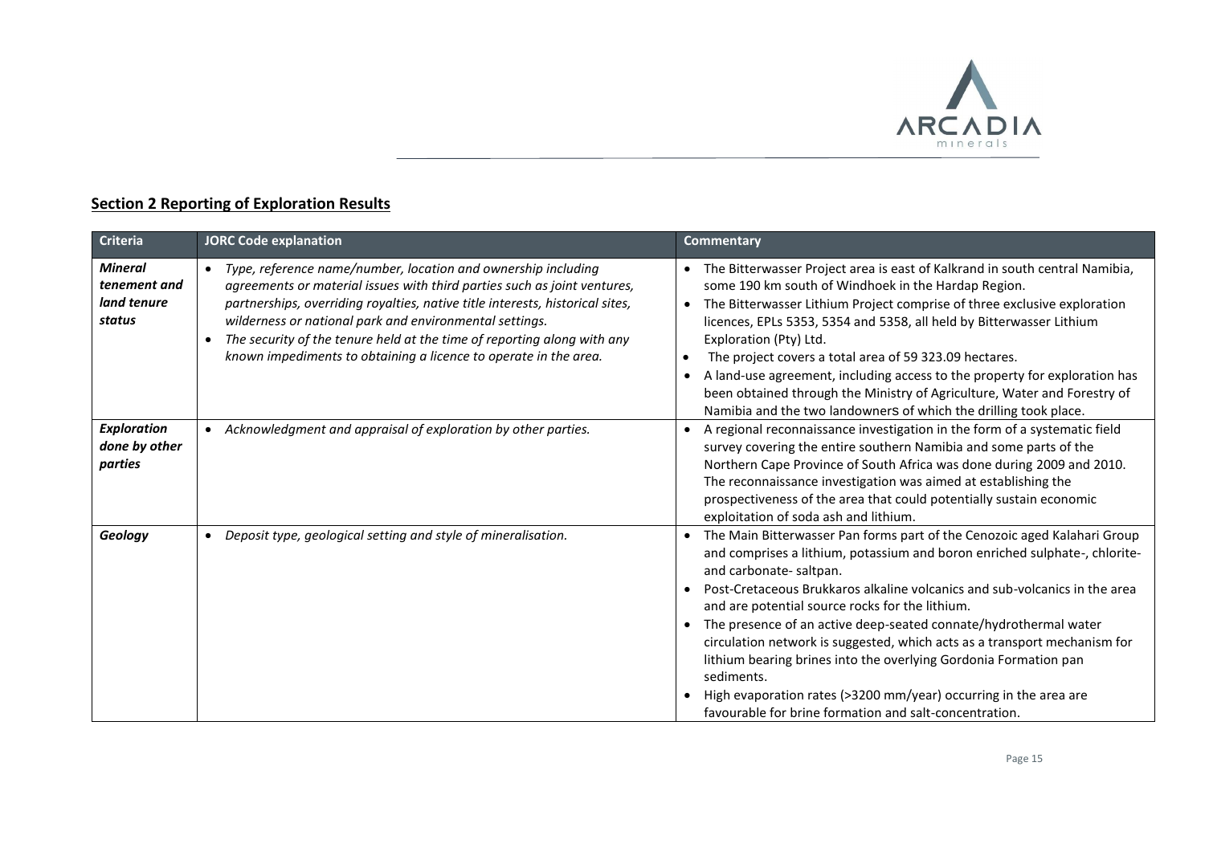## Section 2 Reporting of Exploration Results

| Criteria | JORC Code explanation | Commentary |
|---|---|---|
| ***Mineral tenement and land tenure status*** | • *Type, reference name/number, location and ownership including agreements or material issues with third parties such as joint ventures, partnerships, overriding royalties, native title interests, historical sites, wilderness or national park and environmental settings.*<br>• *The security of the tenure held at the time of reporting along with any known impediments to obtaining a licence to operate in the area.* | • The Bitterwasser Project area is east of Kalkrand in south central Namibia, some 190 km south of Windhoek in the Hardap Region.<br>• The Bitterwasser Lithium Project comprise of three exclusive exploration licences, EPLs 5353, 5354 and 5358, all held by Bitterwasser Lithium Exploration (Pty) Ltd.<br>• The project covers a total area of 59 323.09 hectares.<br>• A land-use agreement, including access to the property for exploration has been obtained through the Ministry of Agriculture, Water and Forestry of Namibia and the two landowners of which the drilling took place. |
| ***Exploration done by other parties*** | • *Acknowledgment and appraisal of exploration by other parties.* | • A regional reconnaissance investigation in the form of a systematic field survey covering the entire southern Namibia and some parts of the Northern Cape Province of South Africa was done during 2009 and 2010. The reconnaissance investigation was aimed at establishing the prospectiveness of the area that could potentially sustain economic exploitation of soda ash and lithium. |
| ***Geology*** | • *Deposit type, geological setting and style of mineralisation.* | • The Main Bitterwasser Pan forms part of the Cenozoic aged Kalahari Group and comprises a lithium, potassium and boron enriched sulphate-, chlorite- and carbonate- saltpan.<br>• Post-Cretaceous Brukkaros alkaline volcanics and sub-volcanics in the area and are potential source rocks for the lithium.<br>• The presence of an active deep-seated connate/hydrothermal water circulation network is suggested, which acts as a transport mechanism for lithium bearing brines into the overlying Gordonia Formation pan sediments.<br>• High evaporation rates (>3200 mm/year) occurring in the area are favourable for brine formation and salt-concentration. |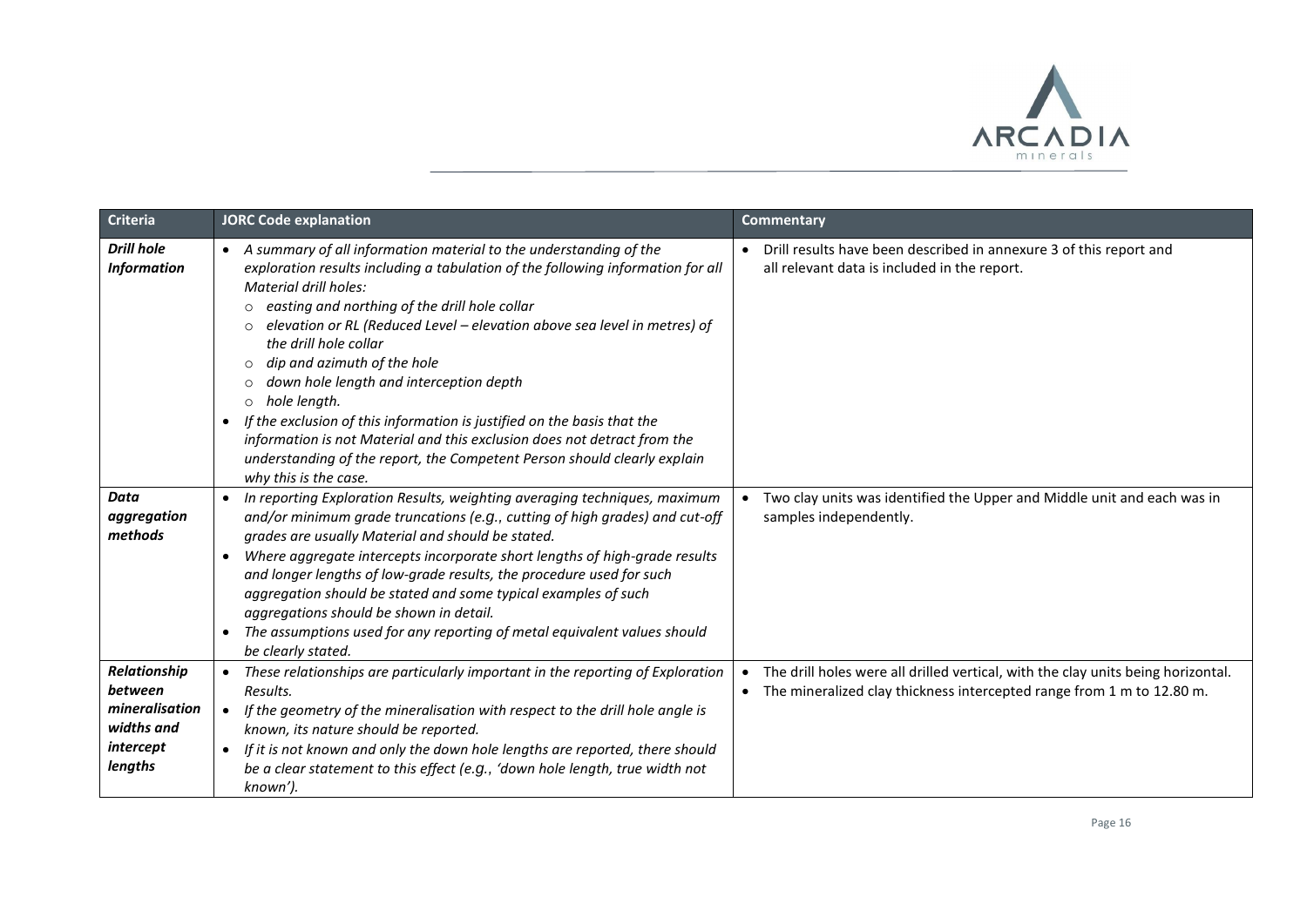| Criteria | JORC Code explanation | Commentary |
|---|---|---|
| ***Drill hole Information*** | • *A summary of all information material to the understanding of the exploration results including a tabulation of the following information for all Material drill holes:*<br>  ○ *easting and northing of the drill hole collar*<br>  ○ *elevation or RL (Reduced Level – elevation above sea level in metres) of the drill hole collar*<br>  ○ *dip and azimuth of the hole*<br>  ○ *down hole length and interception depth*<br>  ○ *hole length.*<br>• *If the exclusion of this information is justified on the basis that the information is not Material and this exclusion does not detract from the understanding of the report, the Competent Person should clearly explain why this is the case.* | • Drill results have been described in annexure 3 of this report and all relevant data is included in the report. |
| ***Data aggregation methods*** | • *In reporting Exploration Results, weighting averaging techniques, maximum and/or minimum grade truncations (e.g., cutting of high grades) and cut-off grades are usually Material and should be stated.*<br>• *Where aggregate intercepts incorporate short lengths of high-grade results and longer lengths of low-grade results, the procedure used for such aggregation should be stated and some typical examples of such aggregations should be shown in detail.*<br>• *The assumptions used for any reporting of metal equivalent values should be clearly stated.* | • Two clay units was identified the Upper and Middle unit and each was in samples independently. |
| ***Relationship between mineralisation widths and intercept lengths*** | • *These relationships are particularly important in the reporting of Exploration Results.*<br>• *If the geometry of the mineralisation with respect to the drill hole angle is known, its nature should be reported.*<br>• *If it is not known and only the down hole lengths are reported, there should be a clear statement to this effect (e.g., 'down hole length, true width not known').* | • The drill holes were all drilled vertical, with the clay units being horizontal.<br>• The mineralized clay thickness intercepted range from 1 m to 12.80 m. |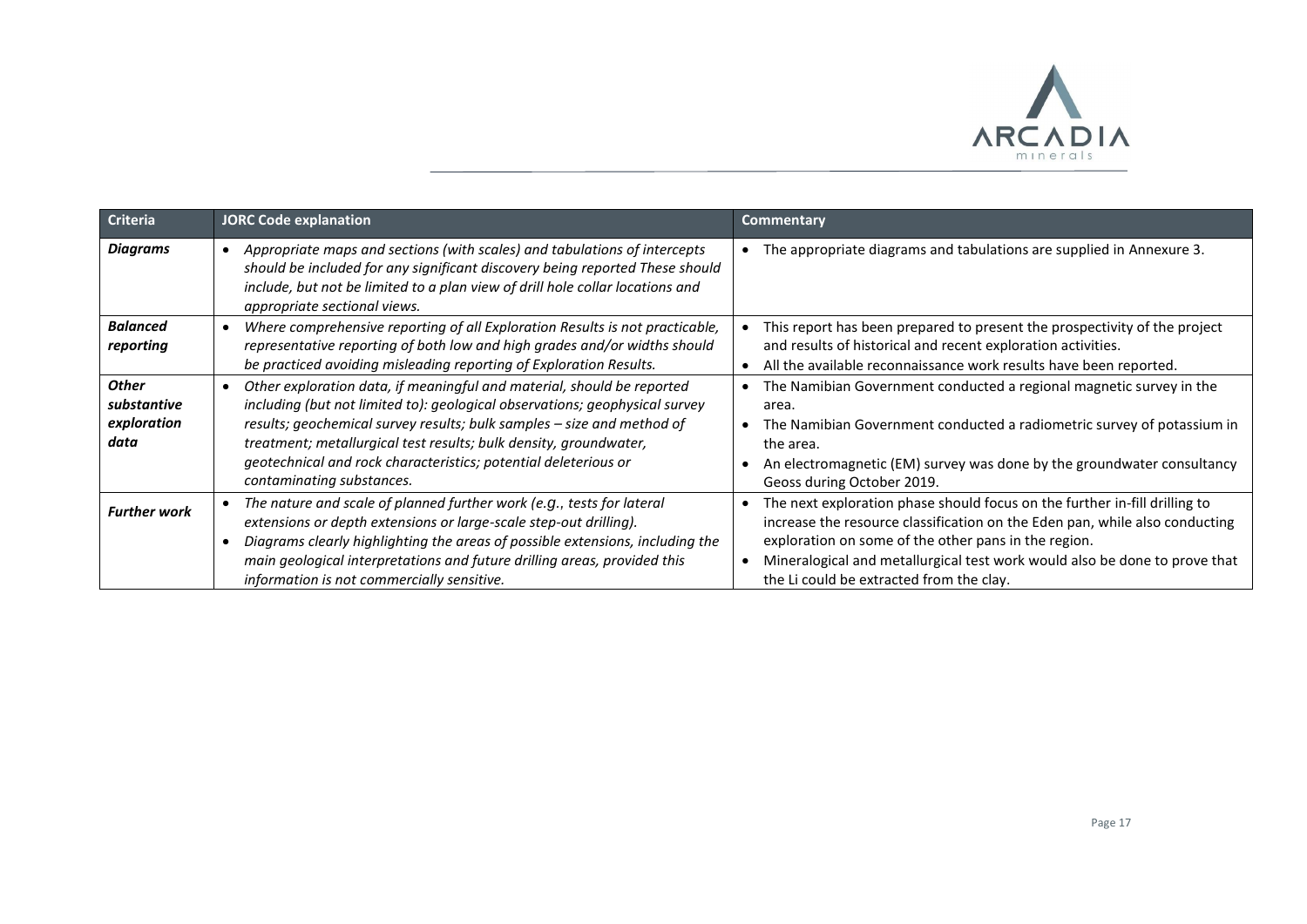| Criteria | JORC Code explanation | Commentary |
|---|---|---|
| ***Diagrams*** | • *Appropriate maps and sections (with scales) and tabulations of intercepts should be included for any significant discovery being reported These should include, but not be limited to a plan view of drill hole collar locations and appropriate sectional views.* | • The appropriate diagrams and tabulations are supplied in Annexure 3. |
| ***Balanced reporting*** | • *Where comprehensive reporting of all Exploration Results is not practicable, representative reporting of both low and high grades and/or widths should be practiced avoiding misleading reporting of Exploration Results.* | • This report has been prepared to present the prospectivity of the project and results of historical and recent exploration activities.<br>• All the available reconnaissance work results have been reported. |
| ***Other substantive exploration data*** | • *Other exploration data, if meaningful and material, should be reported including (but not limited to): geological observations; geophysical survey results; geochemical survey results; bulk samples – size and method of treatment; metallurgical test results; bulk density, groundwater, geotechnical and rock characteristics; potential deleterious or contaminating substances.* | • The Namibian Government conducted a regional magnetic survey in the area.<br>• The Namibian Government conducted a radiometric survey of potassium in the area.<br>• An electromagnetic (EM) survey was done by the groundwater consultancy Geoss during October 2019. |
| ***Further work*** | • *The nature and scale of planned further work (e.g., tests for lateral extensions or depth extensions or large-scale step-out drilling).*<br>• *Diagrams clearly highlighting the areas of possible extensions, including the main geological interpretations and future drilling areas, provided this information is not commercially sensitive.* | • The next exploration phase should focus on the further in-fill drilling to increase the resource classification on the Eden pan, while also conducting exploration on some of the other pans in the region.<br>• Mineralogical and metallurgical test work would also be done to prove that the Li could be extracted from the clay. |